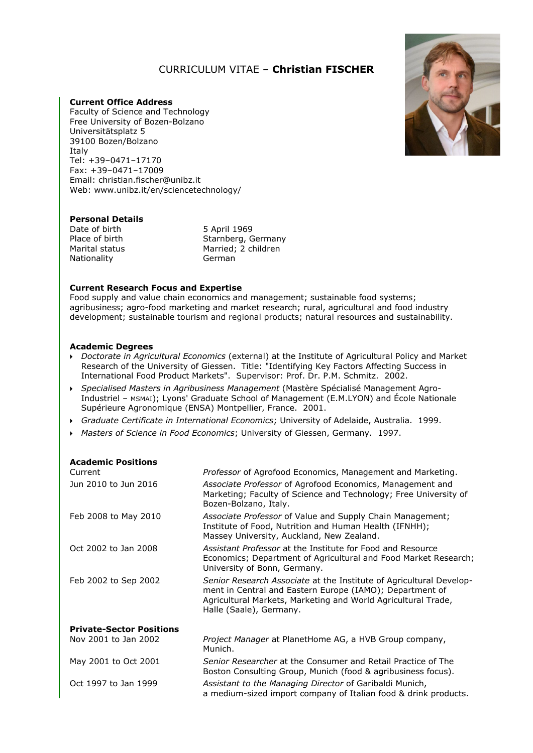# CURRICULUM VITAE – **Christian FISCHER**

### Current Office Address

Faculty of Science and Technology
Free University of Bozen-Bolzano
Universitätsplatz 5
39100 Bozen/Bolzano
Italy
Tel: +39–0471–17170
Fax: +39–0471–17009
Email: christian.fischer@unibz.it
Web: www.unibz.it/en/sciencetechnology/

### Personal Details

| | |
|---|---|
| Date of birth | 5 April 1969 |
| Place of birth | Starnberg, Germany |
| Marital status | Married; 2 children |
| Nationality | German |

### Current Research Focus and Expertise

Food supply and value chain economics and management; sustainable food systems; agribusiness; agro-food marketing and market research; rural, agricultural and food industry development; sustainable tourism and regional products; natural resources and sustainability.

### Academic Degrees

- *Doctorate in Agricultural Economics* (external) at the Institute of Agricultural Policy and Market Research of the University of Giessen. Title: "Identifying Key Factors Affecting Success in International Food Product Markets". Supervisor: Prof. Dr. P.M. Schmitz. 2002.
- *Specialised Masters in Agribusiness Management* (Mastère Spécialisé Management Agro-Industriel – MSMAI); Lyons' Graduate School of Management (E.M.LYON) and École Nationale Supérieure Agronomique (ENSA) Montpellier, France. 2001.
- *Graduate Certificate in International Economics*; University of Adelaide, Australia. 1999.
- *Masters of Science in Food Economics*; University of Giessen, Germany. 1997.

### Academic Positions

| | |
|---|---|
| Current | *Professor* of Agrofood Economics, Management and Marketing. |
| Jun 2010 to Jun 2016 | *Associate Professor* of Agrofood Economics, Management and Marketing; Faculty of Science and Technology; Free University of Bozen-Bolzano, Italy. |
| Feb 2008 to May 2010 | *Associate Professor* of Value and Supply Chain Management; Institute of Food, Nutrition and Human Health (IFNHH); Massey University, Auckland, New Zealand. |
| Oct 2002 to Jan 2008 | *Assistant Professor* at the Institute for Food and Resource Economics; Department of Agricultural and Food Market Research; University of Bonn, Germany. |
| Feb 2002 to Sep 2002 | *Senior Research Associate* at the Institute of Agricultural Development in Central and Eastern Europe (IAMO); Department of Agricultural Markets, Marketing and World Agricultural Trade, Halle (Saale), Germany. |

### Private-Sector Positions

| | |
|---|---|
| Nov 2001 to Jan 2002 | *Project Manager* at PlanetHome AG, a HVB Group company, Munich. |
| May 2001 to Oct 2001 | *Senior Researcher* at the Consumer and Retail Practice of The Boston Consulting Group, Munich (food & agribusiness focus). |
| Oct 1997 to Jan 1999 | *Assistant to the Managing Director* of Garibaldi Munich, a medium-sized import company of Italian food & drink products. |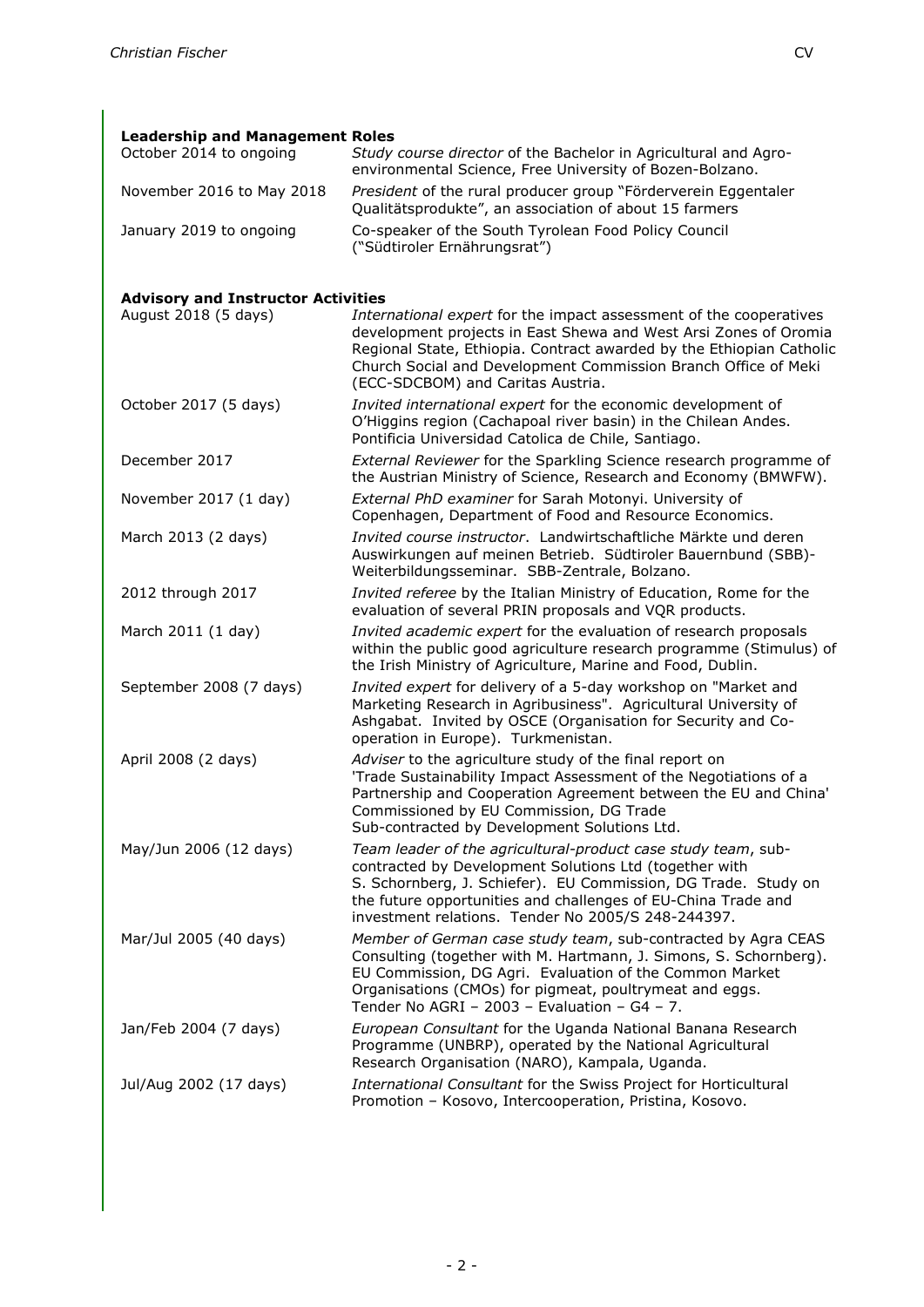**Leadership and Management Roles**

| | |
|---|---|
| October 2014 to ongoing | *Study course director* of the Bachelor in Agricultural and Agro-environmental Science, Free University of Bozen-Bolzano. |
| November 2016 to May 2018 | *President* of the rural producer group "Förderverein Eggentaler Qualitätsprodukte", an association of about 15 farmers |
| January 2019 to ongoing | Co-speaker of the South Tyrolean Food Policy Council ("Südtiroler Ernährungsrat") |

**Advisory and Instructor Activities**

| | |
|---|---|
| August 2018 (5 days) | *International expert* for the impact assessment of the cooperatives development projects in East Shewa and West Arsi Zones of Oromia Regional State, Ethiopia. Contract awarded by the Ethiopian Catholic Church Social and Development Commission Branch Office of Meki (ECC-SDCBOM) and Caritas Austria. |
| October 2017 (5 days) | *Invited international expert* for the economic development of O'Higgins region (Cachapoal river basin) in the Chilean Andes. Pontificia Universidad Catolica de Chile, Santiago. |
| December 2017 | *External Reviewer* for the Sparkling Science research programme of the Austrian Ministry of Science, Research and Economy (BMWFW). |
| November 2017 (1 day) | *External PhD examiner* for Sarah Motonyi. University of Copenhagen, Department of Food and Resource Economics. |
| March 2013 (2 days) | *Invited course instructor*. Landwirtschaftliche Märkte und deren Auswirkungen auf meinen Betrieb. Südtiroler Bauernbund (SBB)-Weiterbildungsseminar. SBB-Zentrale, Bolzano. |
| 2012 through 2017 | *Invited referee* by the Italian Ministry of Education, Rome for the evaluation of several PRIN proposals and VQR products. |
| March 2011 (1 day) | *Invited academic expert* for the evaluation of research proposals within the public good agriculture research programme (Stimulus) of the Irish Ministry of Agriculture, Marine and Food, Dublin. |
| September 2008 (7 days) | *Invited expert* for delivery of a 5-day workshop on "Market and Marketing Research in Agribusiness". Agricultural University of Ashgabat. Invited by OSCE (Organisation for Security and Co-operation in Europe). Turkmenistan. |
| April 2008 (2 days) | *Adviser* to the agriculture study of the final report on 'Trade Sustainability Impact Assessment of the Negotiations of a Partnership and Cooperation Agreement between the EU and China' Commissioned by EU Commission, DG Trade Sub-contracted by Development Solutions Ltd. |
| May/Jun 2006 (12 days) | *Team leader of the agricultural-product case study team*, sub-contracted by Development Solutions Ltd (together with S. Schornberg, J. Schiefer). EU Commission, DG Trade. Study on the future opportunities and challenges of EU-China Trade and investment relations. Tender No 2005/S 248-244397. |
| Mar/Jul 2005 (40 days) | *Member of German case study team*, sub-contracted by Agra CEAS Consulting (together with M. Hartmann, J. Simons, S. Schornberg). EU Commission, DG Agri. Evaluation of the Common Market Organisations (CMOs) for pigmeat, poultrymeat and eggs. Tender No AGRI – 2003 – Evaluation – G4 – 7. |
| Jan/Feb 2004 (7 days) | *European Consultant* for the Uganda National Banana Research Programme (UNBRP), operated by the National Agricultural Research Organisation (NARO), Kampala, Uganda. |
| Jul/Aug 2002 (17 days) | *International Consultant* for the Swiss Project for Horticultural Promotion – Kosovo, Intercooperation, Pristina, Kosovo. |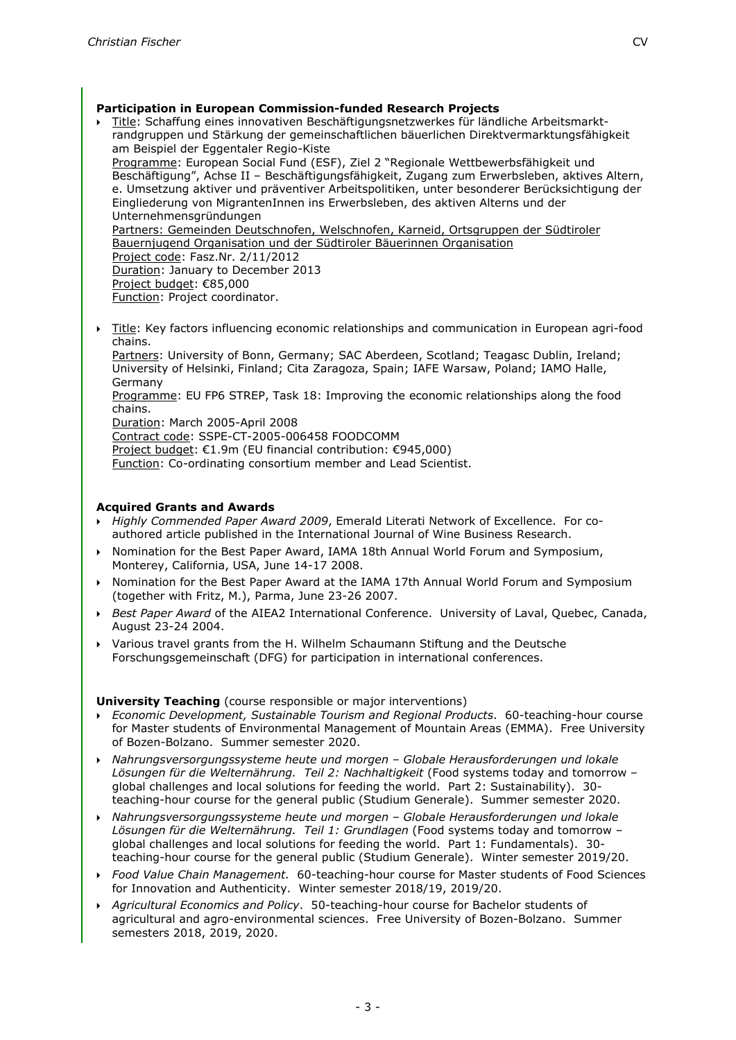**Participation in European Commission-funded Research Projects**

- Title: Schaffung eines innovativen Beschäftigungsnetzwerkes für ländliche Arbeitsmarkt-randgruppen und Stärkung der gemeinschaftlichen bäuerlichen Direktvermarktungsfähigkeit am Beispiel der Eggentaler Regio-Kiste
  Programme: European Social Fund (ESF), Ziel 2 "Regionale Wettbewerbsfähigkeit und Beschäftigung", Achse II – Beschäftigungsfähigkeit, Zugang zum Erwerbsleben, aktives Altern, e. Umsetzung aktiver und präventiver Arbeitspolitiken, unter besonderer Berücksichtigung der Eingliederung von MigrantenInnen ins Erwerbsleben, des aktiven Alterns und der Unternehmensgründungen
  Partners: Gemeinden Deutschnofen, Welschnofen, Karneid, Ortsgruppen der Südtiroler Bauernjugend Organisation und der Südtiroler Bäuerinnen Organisation
  Project code: Fasz.Nr. 2/11/2012
  Duration: January to December 2013
  Project budget: €85,000
  Function: Project coordinator.

- Title: Key factors influencing economic relationships and communication in European agri-food chains.
  Partners: University of Bonn, Germany; SAC Aberdeen, Scotland; Teagasc Dublin, Ireland; University of Helsinki, Finland; Cita Zaragoza, Spain; IAFE Warsaw, Poland; IAMO Halle, Germany
  Programme: EU FP6 STREP, Task 18: Improving the economic relationships along the food chains.
  Duration: March 2005-April 2008
  Contract code: SSPE-CT-2005-006458 FOODCOMM
  Project budget: €1.9m (EU financial contribution: €945,000)
  Function: Co-ordinating consortium member and Lead Scientist.

**Acquired Grants and Awards**

- *Highly Commended Paper Award 2009*, Emerald Literati Network of Excellence. For co-authored article published in the International Journal of Wine Business Research.
- Nomination for the Best Paper Award, IAMA 18th Annual World Forum and Symposium, Monterey, California, USA, June 14-17 2008.
- Nomination for the Best Paper Award at the IAMA 17th Annual World Forum and Symposium (together with Fritz, M.), Parma, June 23-26 2007.
- *Best Paper Award* of the AIEA2 International Conference. University of Laval, Quebec, Canada, August 23-24 2004.
- Various travel grants from the H. Wilhelm Schaumann Stiftung and the Deutsche Forschungsgemeinschaft (DFG) for participation in international conferences.

**University Teaching** (course responsible or major interventions)

- *Economic Development, Sustainable Tourism and Regional Products*. 60-teaching-hour course for Master students of Environmental Management of Mountain Areas (EMMA). Free University of Bozen-Bolzano. Summer semester 2020.
- *Nahrungsversorgungssysteme heute und morgen – Globale Herausforderungen und lokale Lösungen für die Welternährung. Teil 2: Nachhaltigkeit* (Food systems today and tomorrow – global challenges and local solutions for feeding the world. Part 2: Sustainability). 30-teaching-hour course for the general public (Studium Generale). Summer semester 2020.
- *Nahrungsversorgungssysteme heute und morgen – Globale Herausforderungen und lokale Lösungen für die Welternährung. Teil 1: Grundlagen* (Food systems today and tomorrow – global challenges and local solutions for feeding the world. Part 1: Fundamentals). 30-teaching-hour course for the general public (Studium Generale). Winter semester 2019/20.
- *Food Value Chain Management.* 60-teaching-hour course for Master students of Food Sciences for Innovation and Authenticity. Winter semester 2018/19, 2019/20.
- *Agricultural Economics and Policy*. 50-teaching-hour course for Bachelor students of agricultural and agro-environmental sciences. Free University of Bozen-Bolzano. Summer semesters 2018, 2019, 2020.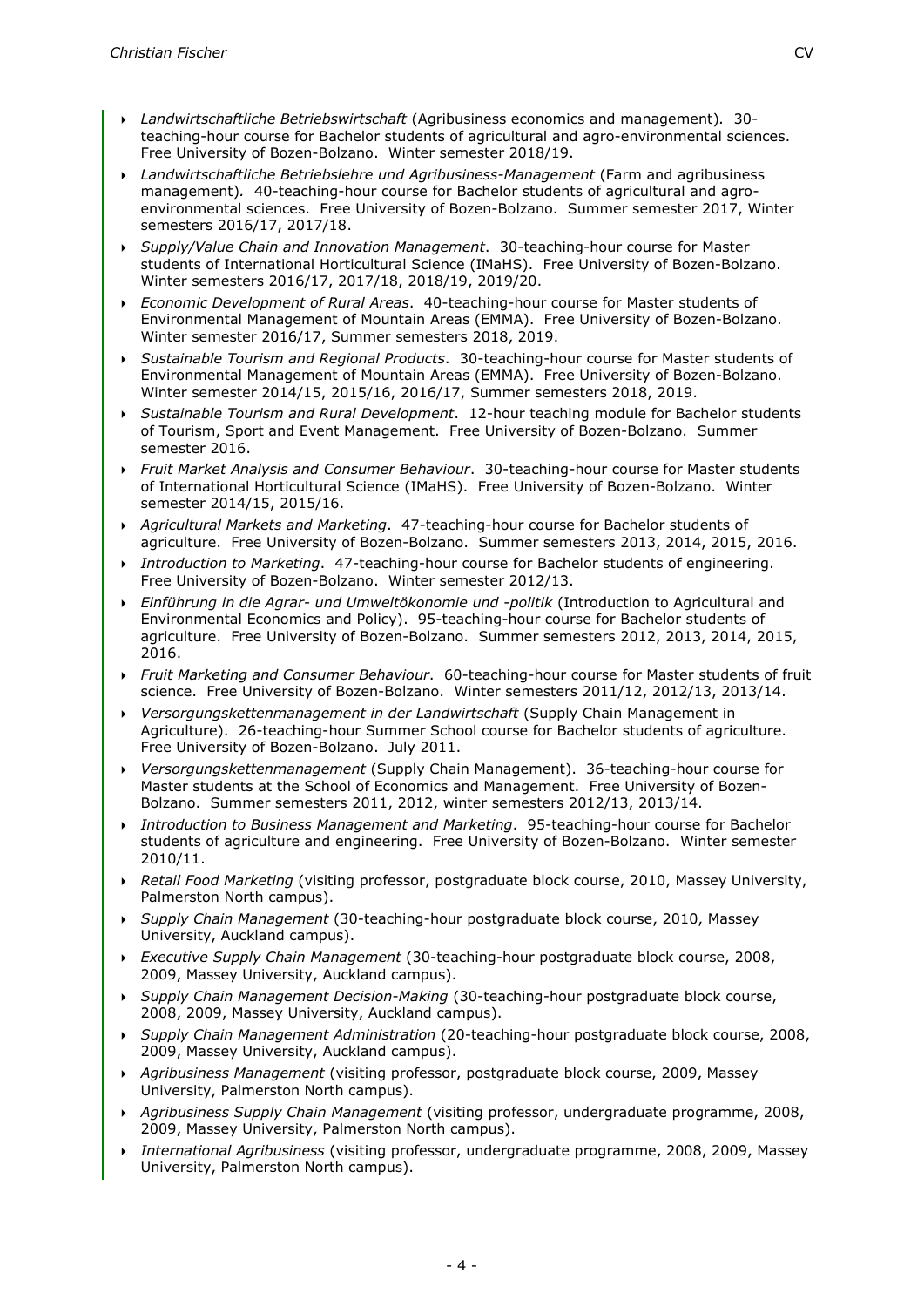- *Landwirtschaftliche Betriebswirtschaft* (Agribusiness economics and management). 30-teaching-hour course for Bachelor students of agricultural and agro-environmental sciences. Free University of Bozen-Bolzano. Winter semester 2018/19.
- *Landwirtschaftliche Betriebslehre und Agribusiness-Management* (Farm and agribusiness management). 40-teaching-hour course for Bachelor students of agricultural and agro-environmental sciences. Free University of Bozen-Bolzano. Summer semester 2017, Winter semesters 2016/17, 2017/18.
- *Supply/Value Chain and Innovation Management*. 30-teaching-hour course for Master students of International Horticultural Science (IMaHS). Free University of Bozen-Bolzano. Winter semesters 2016/17, 2017/18, 2018/19, 2019/20.
- *Economic Development of Rural Areas*. 40-teaching-hour course for Master students of Environmental Management of Mountain Areas (EMMA). Free University of Bozen-Bolzano. Winter semester 2016/17, Summer semesters 2018, 2019.
- *Sustainable Tourism and Regional Products*. 30-teaching-hour course for Master students of Environmental Management of Mountain Areas (EMMA). Free University of Bozen-Bolzano. Winter semester 2014/15, 2015/16, 2016/17, Summer semesters 2018, 2019.
- *Sustainable Tourism and Rural Development*. 12-hour teaching module for Bachelor students of Tourism, Sport and Event Management. Free University of Bozen-Bolzano. Summer semester 2016.
- *Fruit Market Analysis and Consumer Behaviour*. 30-teaching-hour course for Master students of International Horticultural Science (IMaHS). Free University of Bozen-Bolzano. Winter semester 2014/15, 2015/16.
- *Agricultural Markets and Marketing*. 47-teaching-hour course for Bachelor students of agriculture. Free University of Bozen-Bolzano. Summer semesters 2013, 2014, 2015, 2016.
- *Introduction to Marketing*. 47-teaching-hour course for Bachelor students of engineering. Free University of Bozen-Bolzano. Winter semester 2012/13.
- *Einführung in die Agrar- und Umweltökonomie und -politik* (Introduction to Agricultural and Environmental Economics and Policy). 95-teaching-hour course for Bachelor students of agriculture. Free University of Bozen-Bolzano. Summer semesters 2012, 2013, 2014, 2015, 2016.
- *Fruit Marketing and Consumer Behaviour*. 60-teaching-hour course for Master students of fruit science. Free University of Bozen-Bolzano. Winter semesters 2011/12, 2012/13, 2013/14.
- *Versorgungskettenmanagement in der Landwirtschaft* (Supply Chain Management in Agriculture). 26-teaching-hour Summer School course for Bachelor students of agriculture. Free University of Bozen-Bolzano. July 2011.
- *Versorgungskettenmanagement* (Supply Chain Management). 36-teaching-hour course for Master students at the School of Economics and Management. Free University of Bozen-Bolzano. Summer semesters 2011, 2012, winter semesters 2012/13, 2013/14.
- *Introduction to Business Management and Marketing*. 95-teaching-hour course for Bachelor students of agriculture and engineering. Free University of Bozen-Bolzano. Winter semester 2010/11.
- *Retail Food Marketing* (visiting professor, postgraduate block course, 2010, Massey University, Palmerston North campus).
- *Supply Chain Management* (30-teaching-hour postgraduate block course, 2010, Massey University, Auckland campus).
- *Executive Supply Chain Management* (30-teaching-hour postgraduate block course, 2008, 2009, Massey University, Auckland campus).
- *Supply Chain Management Decision-Making* (30-teaching-hour postgraduate block course, 2008, 2009, Massey University, Auckland campus).
- *Supply Chain Management Administration* (20-teaching-hour postgraduate block course, 2008, 2009, Massey University, Auckland campus).
- *Agribusiness Management* (visiting professor, postgraduate block course, 2009, Massey University, Palmerston North campus).
- *Agribusiness Supply Chain Management* (visiting professor, undergraduate programme, 2008, 2009, Massey University, Palmerston North campus).
- *International Agribusiness* (visiting professor, undergraduate programme, 2008, 2009, Massey University, Palmerston North campus).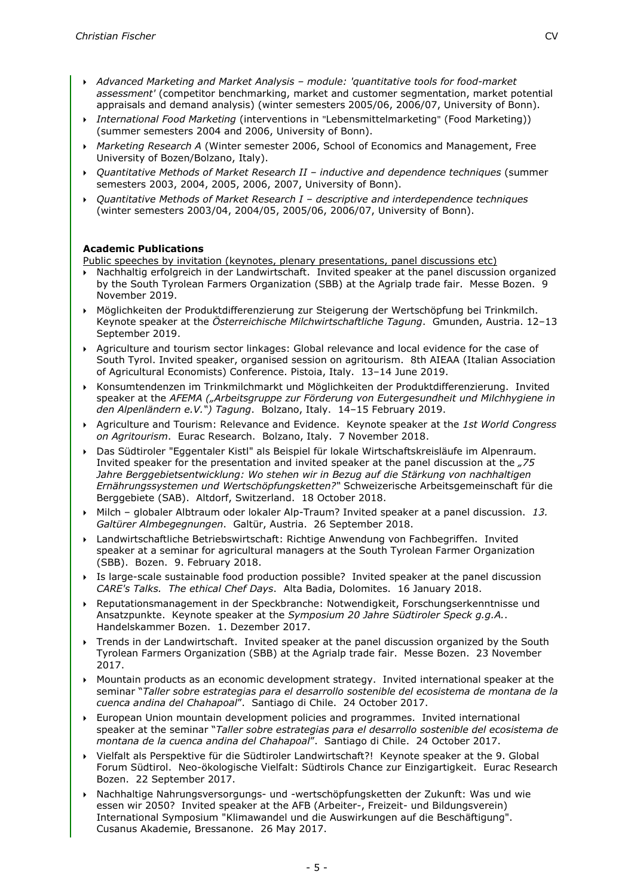- *Advanced Marketing and Market Analysis – module: 'quantitative tools for food-market assessment'* (competitor benchmarking, market and customer segmentation, market potential appraisals and demand analysis) (winter semesters 2005/06, 2006/07, University of Bonn).
- *International Food Marketing* (interventions in "Lebensmittelmarketing" (Food Marketing)) (summer semesters 2004 and 2006, University of Bonn).
- *Marketing Research A* (Winter semester 2006, School of Economics and Management, Free University of Bozen/Bolzano, Italy).
- *Quantitative Methods of Market Research II – inductive and dependence techniques* (summer semesters 2003, 2004, 2005, 2006, 2007, University of Bonn).
- *Quantitative Methods of Market Research I – descriptive and interdependence techniques* (winter semesters 2003/04, 2004/05, 2005/06, 2006/07, University of Bonn).

**Academic Publications**

Public speeches by invitation (keynotes, plenary presentations, panel discussions etc)

- Nachhaltig erfolgreich in der Landwirtschaft. Invited speaker at the panel discussion organized by the South Tyrolean Farmers Organization (SBB) at the Agrialp trade fair. Messe Bozen. 9 November 2019.
- Möglichkeiten der Produktdifferenzierung zur Steigerung der Wertschöpfung bei Trinkmilch. Keynote speaker at the *Österreichische Milchwirtschaftliche Tagung*. Gmunden, Austria. 12–13 September 2019.
- Agriculture and tourism sector linkages: Global relevance and local evidence for the case of South Tyrol. Invited speaker, organised session on agritourism. 8th AIEAA (Italian Association of Agricultural Economists) Conference. Pistoia, Italy. 13–14 June 2019.
- Konsumtendenzen im Trinkmilchmarkt und Möglichkeiten der Produktdifferenzierung. Invited speaker at the *AFEMA („Arbeitsgruppe zur Förderung von Eutergesundheit und Milchhygiene in den Alpenländern e.V.") Tagung*. Bolzano, Italy. 14–15 February 2019.
- Agriculture and Tourism: Relevance and Evidence. Keynote speaker at the *1st World Congress on Agritourism*. Eurac Research. Bolzano, Italy. 7 November 2018.
- Das Südtiroler "Eggentaler Kistl" als Beispiel für lokale Wirtschaftskreisläufe im Alpenraum. Invited speaker for the presentation and invited speaker at the panel discussion at the *„75 Jahre Berggebietsentwicklung: Wo stehen wir in Bezug auf die Stärkung von nachhaltigen Ernährungssystemen und Wertschöpfungsketten?"* Schweizerische Arbeitsgemeinschaft für die Berggebiete (SAB). Altdorf, Switzerland. 18 October 2018.
- Milch – globaler Albtraum oder lokaler Alp-Traum? Invited speaker at a panel discussion. *13. Galtürer Almbegegnungen*. Galtür, Austria. 26 September 2018.
- Landwirtschaftliche Betriebswirtschaft: Richtige Anwendung von Fachbegriffen. Invited speaker at a seminar for agricultural managers at the South Tyrolean Farmer Organization (SBB). Bozen. 9. February 2018.
- Is large-scale sustainable food production possible? Invited speaker at the panel discussion *CARE's Talks. The ethical Chef Days*. Alta Badia, Dolomites. 16 January 2018.
- Reputationsmanagement in der Speckbranche: Notwendigkeit, Forschungserkenntnisse und Ansatzpunkte. Keynote speaker at the *Symposium 20 Jahre Südtiroler Speck g.g.A.*. Handelskammer Bozen. 1. Dezember 2017.
- Trends in der Landwirtschaft. Invited speaker at the panel discussion organized by the South Tyrolean Farmers Organization (SBB) at the Agrialp trade fair. Messe Bozen. 23 November 2017.
- Mountain products as an economic development strategy. Invited international speaker at the seminar "*Taller sobre estrategias para el desarrollo sostenible del ecosistema de montana de la cuenca andina del Chahapoal*". Santiago di Chile. 24 October 2017.
- European Union mountain development policies and programmes. Invited international speaker at the seminar "*Taller sobre estrategias para el desarrollo sostenible del ecosistema de montana de la cuenca andina del Chahapoal*". Santiago di Chile. 24 October 2017.
- Vielfalt als Perspektive für die Südtiroler Landwirtschaft?! Keynote speaker at the 9. Global Forum Südtirol. Neo-ökologische Vielfalt: Südtirols Chance zur Einzigartigkeit. Eurac Research Bozen. 22 September 2017.
- Nachhaltige Nahrungsversorgungs- und -wertschöpfungsketten der Zukunft: Was und wie essen wir 2050? Invited speaker at the AFB (Arbeiter-, Freizeit- und Bildungsverein) International Symposium "Klimawandel und die Auswirkungen auf die Beschäftigung". Cusanus Akademie, Bressanone. 26 May 2017.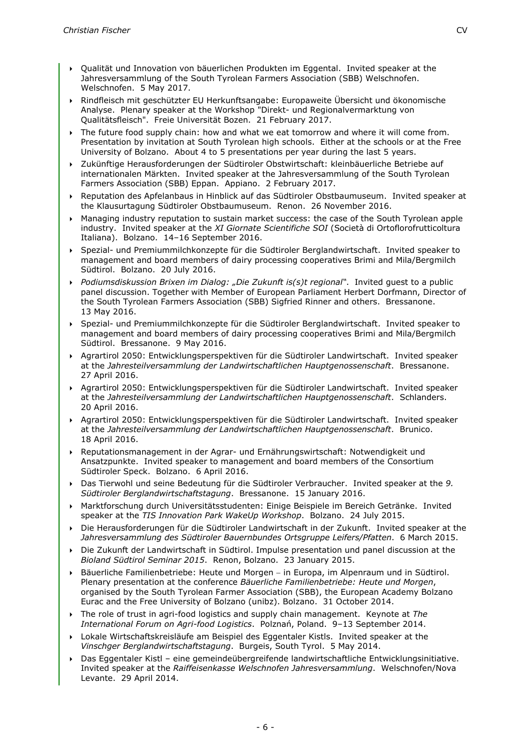- Qualität und Innovation von bäuerlichen Produkten im Eggental. Invited speaker at the Jahresversammlung of the South Tyrolean Farmers Association (SBB) Welschnofen. Welschnofen. 5 May 2017.
- Rindfleisch mit geschützter EU Herkunftsangabe: Europaweite Übersicht und ökonomische Analyse. Plenary speaker at the Workshop "Direkt- und Regionalvermarktung von Qualitätsfleisch". Freie Universität Bozen. 21 February 2017.
- The future food supply chain: how and what we eat tomorrow and where it will come from. Presentation by invitation at South Tyrolean high schools. Either at the schools or at the Free University of Bolzano. About 4 to 5 presentations per year during the last 5 years.
- Zukünftige Herausforderungen der Südtiroler Obstwirtschaft: kleinbäuerliche Betriebe auf internationalen Märkten. Invited speaker at the Jahresversammlung of the South Tyrolean Farmers Association (SBB) Eppan. Appiano. 2 February 2017.
- Reputation des Apfelanbaus in Hinblick auf das Südtiroler Obstbaumuseum. Invited speaker at the Klausurtagung Südtiroler Obstbaumuseum. Renon. 26 November 2016.
- Managing industry reputation to sustain market success: the case of the South Tyrolean apple industry. Invited speaker at the *XI Giornate Scientifiche SOI* (Società di Ortoflorofrutticoltura Italiana). Bolzano. 14–16 September 2016.
- Spezial- und Premiummilchkonzepte für die Südtiroler Berglandwirtschaft. Invited speaker to management and board members of dairy processing cooperatives Brimi and Mila/Bergmilch Südtirol. Bolzano. 20 July 2016.
- *Podiumsdiskussion Brixen im Dialog: „Die Zukunft is(s)t regional*". Invited guest to a public panel discussion. Together with Member of European Parliament Herbert Dorfmann, Director of the South Tyrolean Farmers Association (SBB) Sigfried Rinner and others. Bressanone. 13 May 2016.
- Spezial- und Premiummilchkonzepte für die Südtiroler Berglandwirtschaft. Invited speaker to management and board members of dairy processing cooperatives Brimi and Mila/Bergmilch Südtirol. Bressanone. 9 May 2016.
- Agrartirol 2050: Entwicklungsperspektiven für die Südtiroler Landwirtschaft. Invited speaker at the *Jahresteilversammlung der Landwirtschaftlichen Hauptgenossenschaft*. Bressanone. 27 April 2016.
- Agrartirol 2050: Entwicklungsperspektiven für die Südtiroler Landwirtschaft. Invited speaker at the *Jahresteilversammlung der Landwirtschaftlichen Hauptgenossenschaft*. Schlanders. 20 April 2016.
- Agrartirol 2050: Entwicklungsperspektiven für die Südtiroler Landwirtschaft. Invited speaker at the *Jahresteilversammlung der Landwirtschaftlichen Hauptgenossenschaft*. Brunico. 18 April 2016.
- Reputationsmanagement in der Agrar- und Ernährungswirtschaft: Notwendigkeit und Ansatzpunkte. Invited speaker to management and board members of the Consortium Südtiroler Speck. Bolzano. 6 April 2016.
- Das Tierwohl und seine Bedeutung für die Südtiroler Verbraucher. Invited speaker at the *9. Südtiroler Berglandwirtschaftstagung*. Bressanone. 15 January 2016.
- Marktforschung durch Universitätsstudenten: Einige Beispiele im Bereich Getränke. Invited speaker at the *TIS Innovation Park WakeUp Workshop*. Bolzano. 24 July 2015.
- Die Herausforderungen für die Südtiroler Landwirtschaft in der Zukunft. Invited speaker at the *Jahresversammlung des Südtiroler Bauernbundes Ortsgruppe Leifers/Pfatten*. 6 March 2015.
- Die Zukunft der Landwirtschaft in Südtirol. Impulse presentation and panel discussion at the *Bioland Südtirol Seminar 2015*. Renon, Bolzano. 23 January 2015.
- Bäuerliche Familienbetriebe: Heute und Morgen – in Europa, im Alpenraum und in Südtirol. Plenary presentation at the conference *Bäuerliche Familienbetriebe: Heute und Morgen*, organised by the South Tyrolean Farmer Association (SBB), the European Academy Bolzano Eurac and the Free University of Bolzano (unibz). Bolzano. 31 October 2014.
- The role of trust in agri-food logistics and supply chain management. Keynote at *The International Forum on Agri-food Logistics*. Polznań, Poland. 9–13 September 2014.
- Lokale Wirtschaftskreisläufe am Beispiel des Eggentaler Kistls. Invited speaker at the *Vinschger Berglandwirtschaftstagung*. Burgeis, South Tyrol. 5 May 2014.
- Das Eggentaler Kistl – eine gemeindeübergreifende landwirtschaftliche Entwicklungsinitiative. Invited speaker at the *Raiffeisenkasse Welschnofen Jahresversammlung*. Welschnofen/Nova Levante. 29 April 2014.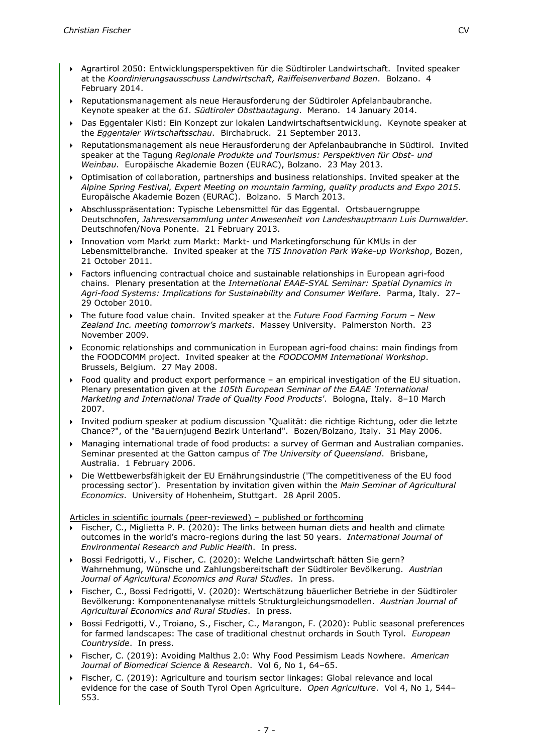- Agrartirol 2050: Entwicklungsperspektiven für die Südtiroler Landwirtschaft. Invited speaker at the *Koordinierungsausschuss Landwirtschaft, Raiffeisenverband Bozen*. Bolzano. 4 February 2014.
- Reputationsmanagement als neue Herausforderung der Südtiroler Apfelanbaubranche. Keynote speaker at the *61. Südtiroler Obstbautagung*. Merano. 14 January 2014.
- Das Eggentaler Kistl: Ein Konzept zur lokalen Landwirtschaftsentwicklung. Keynote speaker at the *Eggentaler Wirtschaftsschau*. Birchabruck. 21 September 2013.
- Reputationsmanagement als neue Herausforderung der Apfelanbaubranche in Südtirol. Invited speaker at the Tagung *Regionale Produkte und Tourismus: Perspektiven für Obst- und Weinbau*. Europäische Akademie Bozen (EURAC), Bolzano. 23 May 2013.
- Optimisation of collaboration, partnerships and business relationships. Invited speaker at the *Alpine Spring Festival, Expert Meeting on mountain farming, quality products and Expo 2015*. Europäische Akademie Bozen (EURAC). Bolzano. 5 March 2013.
- Abschlusspräsentation: Typische Lebensmittel für das Eggental. Ortsbauerngruppe Deutschnofen, *Jahresversammlung unter Anwesenheit von Landeshauptmann Luis Durnwalder*. Deutschnofen/Nova Ponente. 21 February 2013.
- Innovation vom Markt zum Markt: Markt- und Marketingforschung für KMUs in der Lebensmittelbranche. Invited speaker at the *TIS Innovation Park Wake-up Workshop*, Bozen, 21 October 2011.
- Factors influencing contractual choice and sustainable relationships in European agri-food chains. Plenary presentation at the *International EAAE-SYAL Seminar: Spatial Dynamics in Agri-food Systems: Implications for Sustainability and Consumer Welfare*. Parma, Italy. 27–29 October 2010.
- The future food value chain. Invited speaker at the *Future Food Farming Forum – New Zealand Inc. meeting tomorrow's markets*. Massey University. Palmerston North. 23 November 2009.
- Economic relationships and communication in European agri-food chains: main findings from the FOODCOMM project. Invited speaker at the *FOODCOMM International Workshop*. Brussels, Belgium. 27 May 2008.
- Food quality and product export performance – an empirical investigation of the EU situation. Plenary presentation given at the *105th European Seminar of the EAAE 'International Marketing and International Trade of Quality Food Products'*. Bologna, Italy. 8–10 March 2007.
- Invited podium speaker at podium discussion "Qualität: die richtige Richtung, oder die letzte Chance?", of the "Bauernjugend Bezirk Unterland". Bozen/Bolzano, Italy. 31 May 2006.
- Managing international trade of food products: a survey of German and Australian companies. Seminar presented at the Gatton campus of *The University of Queensland*. Brisbane, Australia. 1 February 2006.
- Die Wettbewerbsfähigkeit der EU Ernährungsindustrie ('The competitiveness of the EU food processing sector'). Presentation by invitation given within the *Main Seminar of Agricultural Economics*. University of Hohenheim, Stuttgart. 28 April 2005.

Articles in scientific journals (peer-reviewed) – published or forthcoming

- Fischer, C., Miglietta P. P. (2020): The links between human diets and health and climate outcomes in the world's macro-regions during the last 50 years. *International Journal of Environmental Research and Public Health*. In press.
- Bossi Fedrigotti, V., Fischer, C. (2020): Welche Landwirtschaft hätten Sie gern? Wahrnehmung, Wünsche und Zahlungsbereitschaft der Südtiroler Bevölkerung. *Austrian Journal of Agricultural Economics and Rural Studies*. In press.
- Fischer, C., Bossi Fedrigotti, V. (2020): Wertschätzung bäuerlicher Betriebe in der Südtiroler Bevölkerung: Komponentenanalyse mittels Strukturgleichungsmodellen. *Austrian Journal of Agricultural Economics and Rural Studies*. In press.
- Bossi Fedrigotti, V., Troiano, S., Fischer, C., Marangon, F. (2020): Public seasonal preferences for farmed landscapes: The case of traditional chestnut orchards in South Tyrol. *European Countryside*. In press.
- Fischer, C. (2019): Avoiding Malthus 2.0: Why Food Pessimism Leads Nowhere. *American Journal of Biomedical Science & Research*. Vol 6, No 1, 64–65.
- Fischer, C. (2019): Agriculture and tourism sector linkages: Global relevance and local evidence for the case of South Tyrol Open Agriculture. *Open Agriculture*. Vol 4, No 1, 544–553.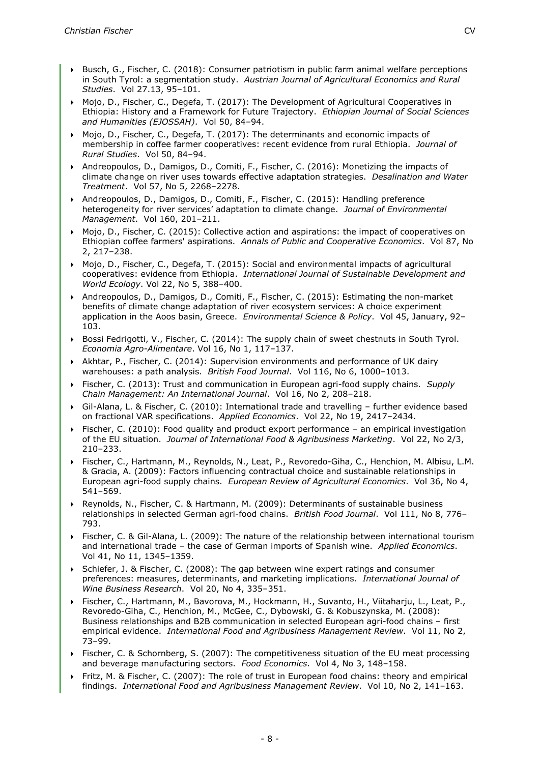- Busch, G., Fischer, C. (2018): Consumer patriotism in public farm animal welfare perceptions in South Tyrol: a segmentation study. *Austrian Journal of Agricultural Economics and Rural Studies*. Vol 27.13, 95–101.
- Mojo, D., Fischer, C., Degefa, T. (2017): The Development of Agricultural Cooperatives in Ethiopia: History and a Framework for Future Trajectory. *Ethiopian Journal of Social Sciences and Humanities (EJOSSAH)*. Vol 50, 84–94.
- Mojo, D., Fischer, C., Degefa, T. (2017): The determinants and economic impacts of membership in coffee farmer cooperatives: recent evidence from rural Ethiopia. *Journal of Rural Studies*. Vol 50, 84–94.
- Andreopoulos, D., Damigos, D., Comiti, F., Fischer, C. (2016): Monetizing the impacts of climate change on river uses towards effective adaptation strategies. *Desalination and Water Treatment*. Vol 57, No 5, 2268–2278.
- Andreopoulos, D., Damigos, D., Comiti, F., Fischer, C. (2015): Handling preference heterogeneity for river services' adaptation to climate change. *Journal of Environmental Management*. Vol 160, 201–211.
- Mojo, D., Fischer, C. (2015): Collective action and aspirations: the impact of cooperatives on Ethiopian coffee farmers' aspirations. *Annals of Public and Cooperative Economics*. Vol 87, No 2, 217–238.
- Mojo, D., Fischer, C., Degefa, T. (2015): Social and environmental impacts of agricultural cooperatives: evidence from Ethiopia. *International Journal of Sustainable Development and World Ecology*. Vol 22, No 5, 388–400.
- Andreopoulos, D., Damigos, D., Comiti, F., Fischer, C. (2015): Estimating the non-market benefits of climate change adaptation of river ecosystem services: A choice experiment application in the Aoos basin, Greece. *Environmental Science & Policy*. Vol 45, January, 92–103.
- Bossi Fedrigotti, V., Fischer, C. (2014): The supply chain of sweet chestnuts in South Tyrol. *Economia Agro-Alimentare*. Vol 16, No 1, 117–137.
- Akhtar, P., Fischer, C. (2014): Supervision environments and performance of UK dairy warehouses: a path analysis. *British Food Journal*. Vol 116, No 6, 1000–1013.
- Fischer, C. (2013): Trust and communication in European agri-food supply chains. *Supply Chain Management: An International Journal*. Vol 16, No 2, 208–218.
- Gil-Alana, L. & Fischer, C. (2010): International trade and travelling – further evidence based on fractional VAR specifications. *Applied Economics*. Vol 22, No 19, 2417–2434.
- Fischer, C. (2010): Food quality and product export performance – an empirical investigation of the EU situation. *Journal of International Food & Agribusiness Marketing*. Vol 22, No 2/3, 210–233.
- Fischer, C., Hartmann, M., Reynolds, N., Leat, P., Revoredo-Giha, C., Henchion, M. Albisu, L.M. & Gracia, A. (2009): Factors influencing contractual choice and sustainable relationships in European agri-food supply chains. *European Review of Agricultural Economics*. Vol 36, No 4, 541–569.
- Reynolds, N., Fischer, C. & Hartmann, M. (2009): Determinants of sustainable business relationships in selected German agri-food chains. *British Food Journal*. Vol 111, No 8, 776–793.
- Fischer, C. & Gil-Alana, L. (2009): The nature of the relationship between international tourism and international trade – the case of German imports of Spanish wine. *Applied Economics*. Vol 41, No 11, 1345–1359.
- Schiefer, J. & Fischer, C. (2008): The gap between wine expert ratings and consumer preferences: measures, determinants, and marketing implications. *International Journal of Wine Business Research*. Vol 20, No 4, 335–351.
- Fischer, C., Hartmann, M., Bavorova, M., Hockmann, H., Suvanto, H., Viitaharju, L., Leat, P., Revoredo-Giha, C., Henchion, M., McGee, C., Dybowski, G. & Kobuszynska, M. (2008): Business relationships and B2B communication in selected European agri-food chains – first empirical evidence. *International Food and Agribusiness Management Review*. Vol 11, No 2, 73–99.
- Fischer, C. & Schornberg, S. (2007): The competitiveness situation of the EU meat processing and beverage manufacturing sectors. *Food Economics*. Vol 4, No 3, 148–158.
- Fritz, M. & Fischer, C. (2007): The role of trust in European food chains: theory and empirical findings. *International Food and Agribusiness Management Review*. Vol 10, No 2, 141–163.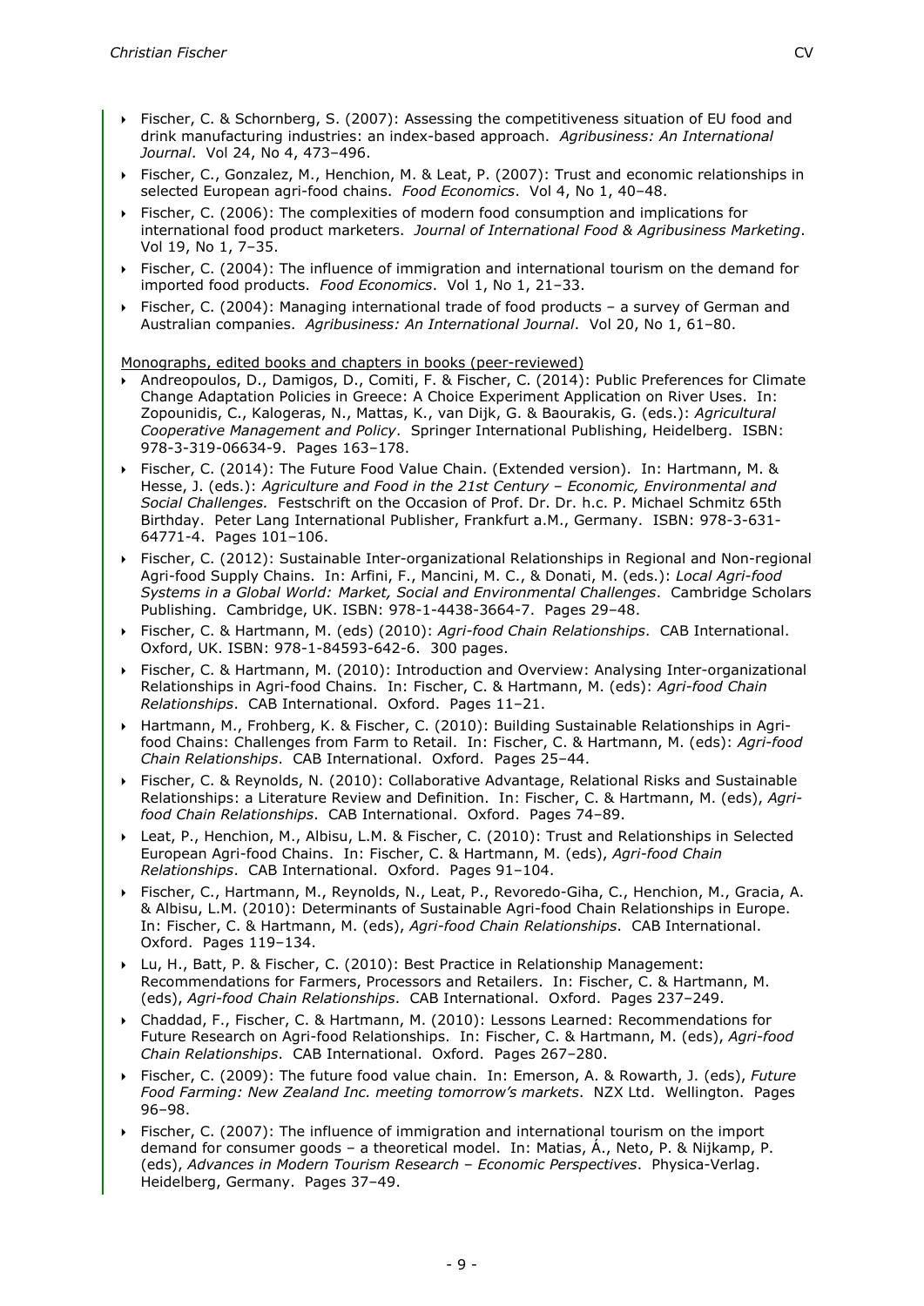- Fischer, C. & Schornberg, S. (2007): Assessing the competitiveness situation of EU food and drink manufacturing industries: an index-based approach. *Agribusiness: An International Journal*. Vol 24, No 4, 473–496.
- Fischer, C., Gonzalez, M., Henchion, M. & Leat, P. (2007): Trust and economic relationships in selected European agri-food chains. *Food Economics*. Vol 4, No 1, 40–48.
- Fischer, C. (2006): The complexities of modern food consumption and implications for international food product marketers. *Journal of International Food & Agribusiness Marketing*. Vol 19, No 1, 7–35.
- Fischer, C. (2004): The influence of immigration and international tourism on the demand for imported food products. *Food Economics*. Vol 1, No 1, 21–33.
- Fischer, C. (2004): Managing international trade of food products – a survey of German and Australian companies. *Agribusiness: An International Journal*. Vol 20, No 1, 61–80.

<u>Monographs, edited books and chapters in books (peer-reviewed)</u>

- Andreopoulos, D., Damigos, D., Comiti, F. & Fischer, C. (2014): Public Preferences for Climate Change Adaptation Policies in Greece: A Choice Experiment Application on River Uses. In: Zopounidis, C., Kalogeras, N., Mattas, K., van Dijk, G. & Baourakis, G. (eds.): *Agricultural Cooperative Management and Policy*. Springer International Publishing, Heidelberg. ISBN: 978-3-319-06634-9. Pages 163–178.
- Fischer, C. (2014): The Future Food Value Chain. (Extended version). In: Hartmann, M. & Hesse, J. (eds.): *Agriculture and Food in the 21st Century – Economic, Environmental and Social Challenges.* Festschrift on the Occasion of Prof. Dr. Dr. h.c. P. Michael Schmitz 65th Birthday. Peter Lang International Publisher, Frankfurt a.M., Germany. ISBN: 978-3-631-64771-4. Pages 101–106.
- Fischer, C. (2012): Sustainable Inter-organizational Relationships in Regional and Non-regional Agri-food Supply Chains. In: Arfini, F., Mancini, M. C., & Donati, M. (eds.): *Local Agri-food Systems in a Global World: Market, Social and Environmental Challenges*. Cambridge Scholars Publishing. Cambridge, UK. ISBN: 978-1-4438-3664-7. Pages 29–48.
- Fischer, C. & Hartmann, M. (eds) (2010): *Agri-food Chain Relationships*. CAB International. Oxford, UK. ISBN: 978-1-84593-642-6. 300 pages.
- Fischer, C. & Hartmann, M. (2010): Introduction and Overview: Analysing Inter-organizational Relationships in Agri-food Chains. In: Fischer, C. & Hartmann, M. (eds): *Agri-food Chain Relationships*. CAB International. Oxford. Pages 11–21.
- Hartmann, M., Frohberg, K. & Fischer, C. (2010): Building Sustainable Relationships in Agri-food Chains: Challenges from Farm to Retail. In: Fischer, C. & Hartmann, M. (eds): *Agri-food Chain Relationships*. CAB International. Oxford. Pages 25–44.
- Fischer, C. & Reynolds, N. (2010): Collaborative Advantage, Relational Risks and Sustainable Relationships: a Literature Review and Definition. In: Fischer, C. & Hartmann, M. (eds), *Agri-food Chain Relationships*. CAB International. Oxford. Pages 74–89.
- Leat, P., Henchion, M., Albisu, L.M. & Fischer, C. (2010): Trust and Relationships in Selected European Agri-food Chains. In: Fischer, C. & Hartmann, M. (eds), *Agri-food Chain Relationships*. CAB International. Oxford. Pages 91–104.
- Fischer, C., Hartmann, M., Reynolds, N., Leat, P., Revoredo-Giha, C., Henchion, M., Gracia, A. & Albisu, L.M. (2010): Determinants of Sustainable Agri-food Chain Relationships in Europe. In: Fischer, C. & Hartmann, M. (eds), *Agri-food Chain Relationships*. CAB International. Oxford. Pages 119–134.
- Lu, H., Batt, P. & Fischer, C. (2010): Best Practice in Relationship Management: Recommendations for Farmers, Processors and Retailers. In: Fischer, C. & Hartmann, M. (eds), *Agri-food Chain Relationships*. CAB International. Oxford. Pages 237–249.
- Chaddad, F., Fischer, C. & Hartmann, M. (2010): Lessons Learned: Recommendations for Future Research on Agri-food Relationships. In: Fischer, C. & Hartmann, M. (eds), *Agri-food Chain Relationships*. CAB International. Oxford. Pages 267–280.
- Fischer, C. (2009): The future food value chain. In: Emerson, A. & Rowarth, J. (eds), *Future Food Farming: New Zealand Inc. meeting tomorrow's markets*. NZX Ltd. Wellington. Pages 96–98.
- Fischer, C. (2007): The influence of immigration and international tourism on the import demand for consumer goods – a theoretical model. In: Matias, Á., Neto, P. & Nijkamp, P. (eds), *Advances in Modern Tourism Research – Economic Perspectives*. Physica-Verlag. Heidelberg, Germany. Pages 37–49.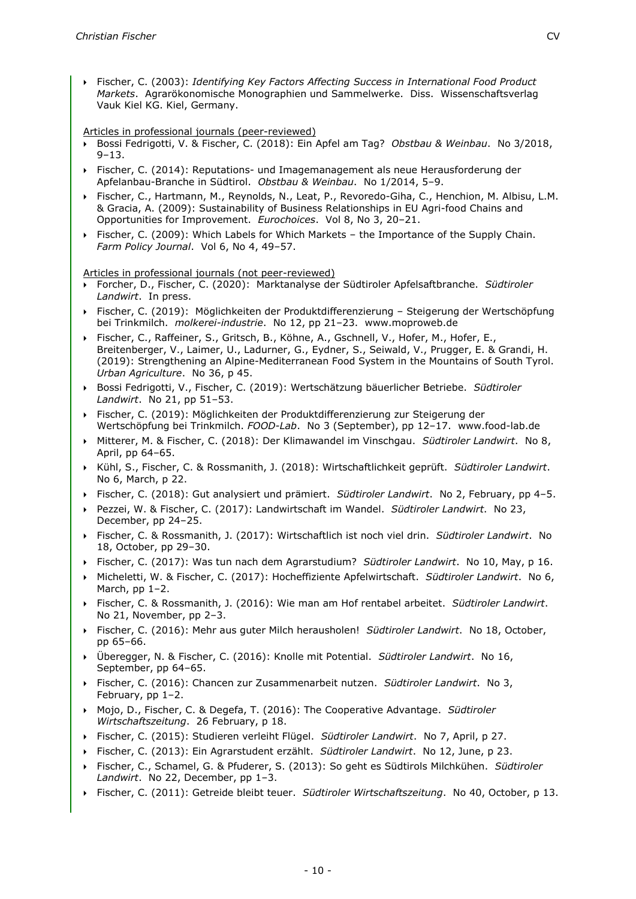- Fischer, C. (2003): *Identifying Key Factors Affecting Success in International Food Product Markets*. Agrarökonomische Monographien und Sammelwerke. Diss. Wissenschaftsverlag Vauk Kiel KG. Kiel, Germany.

Articles in professional journals (peer-reviewed)

- Bossi Fedrigotti, V. & Fischer, C. (2018): Ein Apfel am Tag? *Obstbau & Weinbau*. No 3/2018, 9–13.
- Fischer, C. (2014): Reputations- und Imagemanagement als neue Herausforderung der Apfelanbau-Branche in Südtirol. *Obstbau & Weinbau*. No 1/2014, 5–9.
- Fischer, C., Hartmann, M., Reynolds, N., Leat, P., Revoredo-Giha, C., Henchion, M. Albisu, L.M. & Gracia, A. (2009): Sustainability of Business Relationships in EU Agri-food Chains and Opportunities for Improvement. *Eurochoices*. Vol 8, No 3, 20–21.
- Fischer, C. (2009): Which Labels for Which Markets – the Importance of the Supply Chain. *Farm Policy Journal*. Vol 6, No 4, 49–57.

Articles in professional journals (not peer-reviewed)

- Forcher, D., Fischer, C. (2020): Marktanalyse der Südtiroler Apfelsaftbranche. *Südtiroler Landwirt*. In press.
- Fischer, C. (2019): Möglichkeiten der Produktdifferenzierung – Steigerung der Wertschöpfung bei Trinkmilch. *molkerei-industrie*. No 12, pp 21–23. www.moproweb.de
- Fischer, C., Raffeiner, S., Gritsch, B., Köhne, A., Gschnell, V., Hofer, M., Hofer, E., Breitenberger, V., Laimer, U., Ladurner, G., Eydner, S., Seiwald, V., Prugger, E. & Grandi, H. (2019): Strengthening an Alpine-Mediterranean Food System in the Mountains of South Tyrol. *Urban Agriculture*. No 36, p 45.
- Bossi Fedrigotti, V., Fischer, C. (2019): Wertschätzung bäuerlicher Betriebe. *Südtiroler Landwirt*. No 21, pp 51–53.
- Fischer, C. (2019): Möglichkeiten der Produktdifferenzierung zur Steigerung der Wertschöpfung bei Trinkmilch. *FOOD-Lab*. No 3 (September), pp 12–17. www.food-lab.de
- Mitterer, M. & Fischer, C. (2018): Der Klimawandel im Vinschgau. *Südtiroler Landwirt*. No 8, April, pp 64–65.
- Kühl, S., Fischer, C. & Rossmanith, J. (2018): Wirtschaftlichkeit geprüft. *Südtiroler Landwirt*. No 6, March, p 22.
- Fischer, C. (2018): Gut analysiert und prämiert. *Südtiroler Landwirt*. No 2, February, pp 4–5.
- Pezzei, W. & Fischer, C. (2017): Landwirtschaft im Wandel. *Südtiroler Landwirt*. No 23, December, pp 24–25.
- Fischer, C. & Rossmanith, J. (2017): Wirtschaftlich ist noch viel drin. *Südtiroler Landwirt*. No 18, October, pp 29–30.
- Fischer, C. (2017): Was tun nach dem Agrarstudium? *Südtiroler Landwirt*. No 10, May, p 16.
- Micheletti, W. & Fischer, C. (2017): Hocheffiziente Apfelwirtschaft. *Südtiroler Landwirt*. No 6, March, pp 1–2.
- Fischer, C. & Rossmanith, J. (2016): Wie man am Hof rentabel arbeitet. *Südtiroler Landwirt*. No 21, November, pp 2–3.
- Fischer, C. (2016): Mehr aus guter Milch herausholen! *Südtiroler Landwirt*. No 18, October, pp 65–66.
- Überegger, N. & Fischer, C. (2016): Knolle mit Potential. *Südtiroler Landwirt*. No 16, September, pp 64–65.
- Fischer, C. (2016): Chancen zur Zusammenarbeit nutzen. *Südtiroler Landwirt*. No 3, February, pp 1–2.
- Mojo, D., Fischer, C. & Degefa, T. (2016): The Cooperative Advantage. *Südtiroler Wirtschaftszeitung*. 26 February, p 18.
- Fischer, C. (2015): Studieren verleiht Flügel. *Südtiroler Landwirt*. No 7, April, p 27.
- Fischer, C. (2013): Ein Agrarstudent erzählt. *Südtiroler Landwirt*. No 12, June, p 23.
- Fischer, C., Schamel, G. & Pfuderer, S. (2013): So geht es Südtirols Milchkühen. *Südtiroler Landwirt*. No 22, December, pp 1–3.
- Fischer, C. (2011): Getreide bleibt teuer. *Südtiroler Wirtschaftszeitung*. No 40, October, p 13.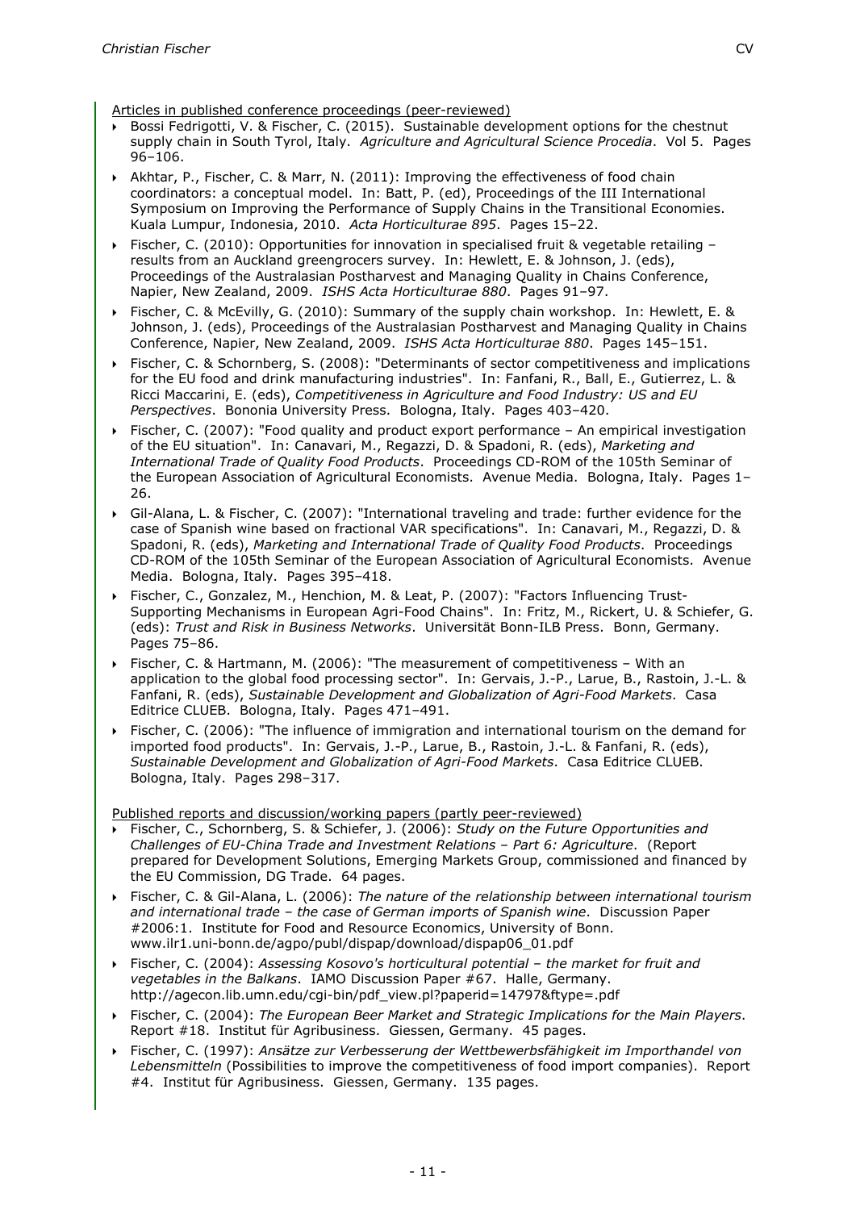Articles in published conference proceedings (peer-reviewed)

- Bossi Fedrigotti, V. & Fischer, C. (2015). Sustainable development options for the chestnut supply chain in South Tyrol, Italy. *Agriculture and Agricultural Science Procedia*. Vol 5. Pages 96–106.
- Akhtar, P., Fischer, C. & Marr, N. (2011): Improving the effectiveness of food chain coordinators: a conceptual model. In: Batt, P. (ed), Proceedings of the III International Symposium on Improving the Performance of Supply Chains in the Transitional Economies. Kuala Lumpur, Indonesia, 2010. *Acta Horticulturae 895*. Pages 15–22.
- Fischer, C. (2010): Opportunities for innovation in specialised fruit & vegetable retailing – results from an Auckland greengrocers survey. In: Hewlett, E. & Johnson, J. (eds), Proceedings of the Australasian Postharvest and Managing Quality in Chains Conference, Napier, New Zealand, 2009. *ISHS Acta Horticulturae 880*. Pages 91–97.
- Fischer, C. & McEvilly, G. (2010): Summary of the supply chain workshop. In: Hewlett, E. & Johnson, J. (eds), Proceedings of the Australasian Postharvest and Managing Quality in Chains Conference, Napier, New Zealand, 2009. *ISHS Acta Horticulturae 880*. Pages 145–151.
- Fischer, C. & Schornberg, S. (2008): "Determinants of sector competitiveness and implications for the EU food and drink manufacturing industries". In: Fanfani, R., Ball, E., Gutierrez, L. & Ricci Maccarini, E. (eds), *Competitiveness in Agriculture and Food Industry: US and EU Perspectives*. Bononia University Press. Bologna, Italy. Pages 403–420.
- Fischer, C. (2007): "Food quality and product export performance – An empirical investigation of the EU situation". In: Canavari, M., Regazzi, D. & Spadoni, R. (eds), *Marketing and International Trade of Quality Food Products*. Proceedings CD-ROM of the 105th Seminar of the European Association of Agricultural Economists. Avenue Media. Bologna, Italy. Pages 1–26.
- Gil-Alana, L. & Fischer, C. (2007): "International traveling and trade: further evidence for the case of Spanish wine based on fractional VAR specifications". In: Canavari, M., Regazzi, D. & Spadoni, R. (eds), *Marketing and International Trade of Quality Food Products*. Proceedings CD-ROM of the 105th Seminar of the European Association of Agricultural Economists. Avenue Media. Bologna, Italy. Pages 395–418.
- Fischer, C., Gonzalez, M., Henchion, M. & Leat, P. (2007): "Factors Influencing Trust-Supporting Mechanisms in European Agri-Food Chains". In: Fritz, M., Rickert, U. & Schiefer, G. (eds): *Trust and Risk in Business Networks*. Universität Bonn-ILB Press. Bonn, Germany. Pages 75–86.
- Fischer, C. & Hartmann, M. (2006): "The measurement of competitiveness – With an application to the global food processing sector". In: Gervais, J.-P., Larue, B., Rastoin, J.-L. & Fanfani, R. (eds), *Sustainable Development and Globalization of Agri-Food Markets*. Casa Editrice CLUEB. Bologna, Italy. Pages 471–491.
- Fischer, C. (2006): "The influence of immigration and international tourism on the demand for imported food products". In: Gervais, J.-P., Larue, B., Rastoin, J.-L. & Fanfani, R. (eds), *Sustainable Development and Globalization of Agri-Food Markets*. Casa Editrice CLUEB. Bologna, Italy. Pages 298–317.

Published reports and discussion/working papers (partly peer-reviewed)

- Fischer, C., Schornberg, S. & Schiefer, J. (2006): *Study on the Future Opportunities and Challenges of EU-China Trade and Investment Relations – Part 6: Agriculture*. (Report prepared for Development Solutions, Emerging Markets Group, commissioned and financed by the EU Commission, DG Trade. 64 pages.
- Fischer, C. & Gil-Alana, L. (2006): *The nature of the relationship between international tourism and international trade – the case of German imports of Spanish wine*. Discussion Paper #2006:1. Institute for Food and Resource Economics, University of Bonn. www.ilr1.uni-bonn.de/agpo/publ/dispap/download/dispap06_01.pdf
- Fischer, C. (2004): *Assessing Kosovo's horticultural potential – the market for fruit and vegetables in the Balkans*. IAMO Discussion Paper #67. Halle, Germany. http://agecon.lib.umn.edu/cgi-bin/pdf_view.pl?paperid=14797&ftype=.pdf
- Fischer, C. (2004): *The European Beer Market and Strategic Implications for the Main Players*. Report #18. Institut für Agribusiness. Giessen, Germany. 45 pages.
- Fischer, C. (1997): *Ansätze zur Verbesserung der Wettbewerbsfähigkeit im Importhandel von Lebensmitteln* (Possibilities to improve the competitiveness of food import companies). Report #4. Institut für Agribusiness. Giessen, Germany. 135 pages.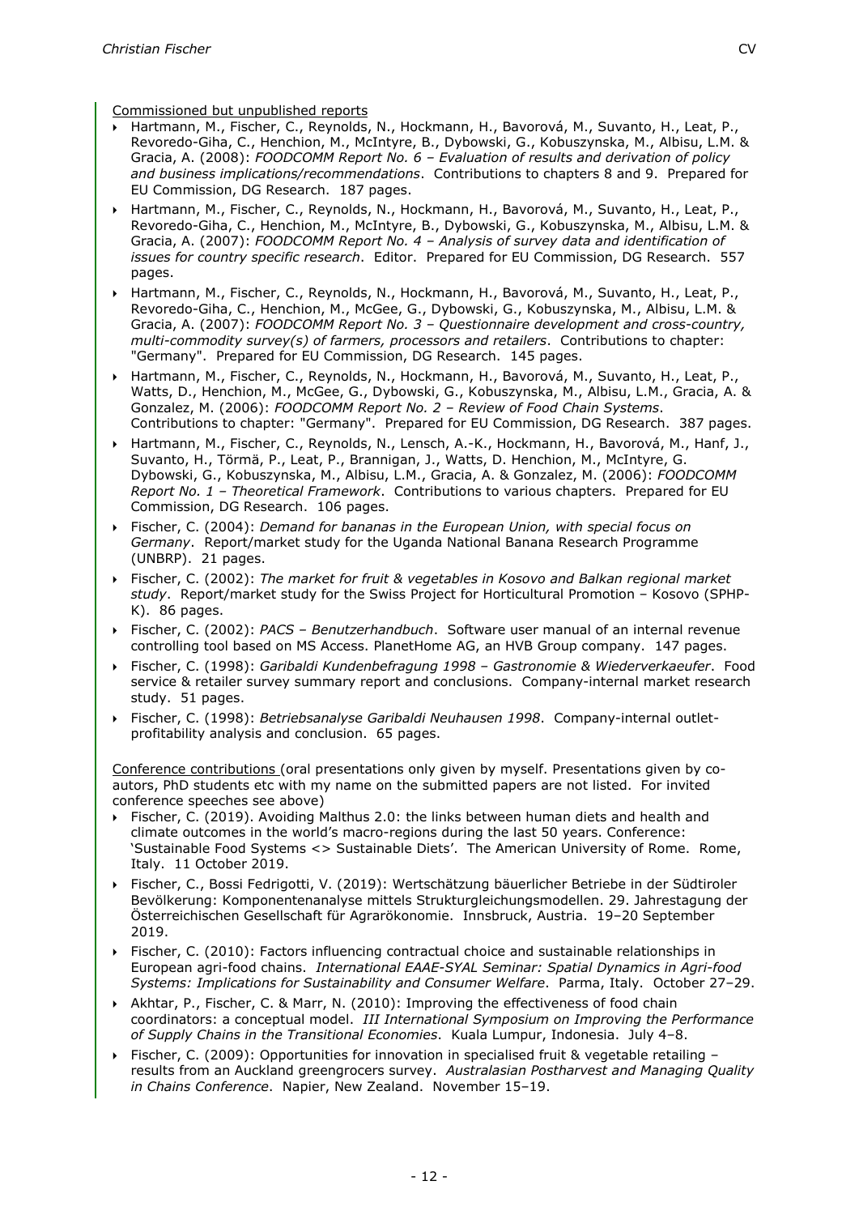Commissioned but unpublished reports

- Hartmann, M., Fischer, C., Reynolds, N., Hockmann, H., Bavorová, M., Suvanto, H., Leat, P., Revoredo-Giha, C., Henchion, M., McIntyre, B., Dybowski, G., Kobuszynska, M., Albisu, L.M. & Gracia, A. (2008): *FOODCOMM Report No. 6 – Evaluation of results and derivation of policy and business implications/recommendations*. Contributions to chapters 8 and 9. Prepared for EU Commission, DG Research. 187 pages.
- Hartmann, M., Fischer, C., Reynolds, N., Hockmann, H., Bavorová, M., Suvanto, H., Leat, P., Revoredo-Giha, C., Henchion, M., McIntyre, B., Dybowski, G., Kobuszynska, M., Albisu, L.M. & Gracia, A. (2007): *FOODCOMM Report No. 4 – Analysis of survey data and identification of issues for country specific research*. Editor. Prepared for EU Commission, DG Research. 557 pages.
- Hartmann, M., Fischer, C., Reynolds, N., Hockmann, H., Bavorová, M., Suvanto, H., Leat, P., Revoredo-Giha, C., Henchion, M., McGee, G., Dybowski, G., Kobuszynska, M., Albisu, L.M. & Gracia, A. (2007): *FOODCOMM Report No. 3 – Questionnaire development and cross-country, multi-commodity survey(s) of farmers, processors and retailers*. Contributions to chapter: "Germany". Prepared for EU Commission, DG Research. 145 pages.
- Hartmann, M., Fischer, C., Reynolds, N., Hockmann, H., Bavorová, M., Suvanto, H., Leat, P., Watts, D., Henchion, M., McGee, G., Dybowski, G., Kobuszynska, M., Albisu, L.M., Gracia, A. & Gonzalez, M. (2006): *FOODCOMM Report No. 2 – Review of Food Chain Systems*. Contributions to chapter: "Germany". Prepared for EU Commission, DG Research. 387 pages.
- Hartmann, M., Fischer, C., Reynolds, N., Lensch, A.-K., Hockmann, H., Bavorová, M., Hanf, J., Suvanto, H., Törmä, P., Leat, P., Brannigan, J., Watts, D. Henchion, M., McIntyre, G. Dybowski, G., Kobuszynska, M., Albisu, L.M., Gracia, A. & Gonzalez, M. (2006): *FOODCOMM Report No. 1 – Theoretical Framework*. Contributions to various chapters. Prepared for EU Commission, DG Research. 106 pages.
- Fischer, C. (2004): *Demand for bananas in the European Union, with special focus on Germany*. Report/market study for the Uganda National Banana Research Programme (UNBRP). 21 pages.
- Fischer, C. (2002): *The market for fruit & vegetables in Kosovo and Balkan regional market study*. Report/market study for the Swiss Project for Horticultural Promotion – Kosovo (SPHP-K). 86 pages.
- Fischer, C. (2002): *PACS – Benutzerhandbuch*. Software user manual of an internal revenue controlling tool based on MS Access. PlanetHome AG, an HVB Group company. 147 pages.
- Fischer, C. (1998): *Garibaldi Kundenbefragung 1998 – Gastronomie & Wiederverkaeufer*. Food service & retailer survey summary report and conclusions. Company-internal market research study. 51 pages.
- Fischer, C. (1998): *Betriebsanalyse Garibaldi Neuhausen 1998*. Company-internal outlet-profitability analysis and conclusion. 65 pages.

Conference contributions (oral presentations only given by myself. Presentations given by co-autors, PhD students etc with my name on the submitted papers are not listed. For invited conference speeches see above)

- Fischer, C. (2019). Avoiding Malthus 2.0: the links between human diets and health and climate outcomes in the world's macro-regions during the last 50 years. Conference: 'Sustainable Food Systems <> Sustainable Diets'. The American University of Rome. Rome, Italy. 11 October 2019.
- Fischer, C., Bossi Fedrigotti, V. (2019): Wertschätzung bäuerlicher Betriebe in der Südtiroler Bevölkerung: Komponentenanalyse mittels Strukturgleichungsmodellen. 29. Jahrestagung der Österreichischen Gesellschaft für Agrarökonomie. Innsbruck, Austria. 19–20 September 2019.
- Fischer, C. (2010): Factors influencing contractual choice and sustainable relationships in European agri-food chains. *International EAAE-SYAL Seminar: Spatial Dynamics in Agri-food Systems: Implications for Sustainability and Consumer Welfare*. Parma, Italy. October 27–29.
- Akhtar, P., Fischer, C. & Marr, N. (2010): Improving the effectiveness of food chain coordinators: a conceptual model. *III International Symposium on Improving the Performance of Supply Chains in the Transitional Economies*. Kuala Lumpur, Indonesia. July 4–8.
- Fischer, C. (2009): Opportunities for innovation in specialised fruit & vegetable retailing – results from an Auckland greengrocers survey. *Australasian Postharvest and Managing Quality in Chains Conference*. Napier, New Zealand. November 15–19.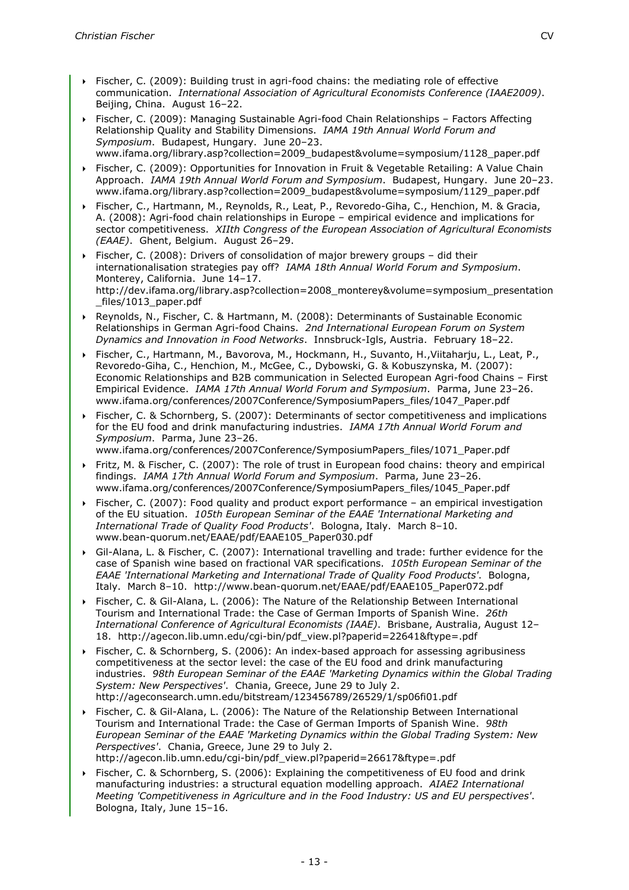- Fischer, C. (2009): Building trust in agri-food chains: the mediating role of effective communication. *International Association of Agricultural Economists Conference (IAAE2009)*. Beijing, China. August 16–22.
- Fischer, C. (2009): Managing Sustainable Agri-food Chain Relationships – Factors Affecting Relationship Quality and Stability Dimensions. *IAMA 19th Annual World Forum and Symposium*. Budapest, Hungary. June 20–23. www.ifama.org/library.asp?collection=2009_budapest&volume=symposium/1128_paper.pdf
- Fischer, C. (2009): Opportunities for Innovation in Fruit & Vegetable Retailing: A Value Chain Approach. *IAMA 19th Annual World Forum and Symposium*. Budapest, Hungary. June 20–23. www.ifama.org/library.asp?collection=2009_budapest&volume=symposium/1129_paper.pdf
- Fischer, C., Hartmann, M., Reynolds, R., Leat, P., Revoredo-Giha, C., Henchion, M. & Gracia, A. (2008): Agri-food chain relationships in Europe – empirical evidence and implications for sector competitiveness. *XIIth Congress of the European Association of Agricultural Economists (EAAE)*. Ghent, Belgium. August 26–29.
- Fischer, C. (2008): Drivers of consolidation of major brewery groups – did their internationalisation strategies pay off? *IAMA 18th Annual World Forum and Symposium*. Monterey, California. June 14–17. http://dev.ifama.org/library.asp?collection=2008_monterey&volume=symposium_presentation_files/1013_paper.pdf
- Reynolds, N., Fischer, C. & Hartmann, M. (2008): Determinants of Sustainable Economic Relationships in German Agri-food Chains. *2nd International European Forum on System Dynamics and Innovation in Food Networks*. Innsbruck-Igls, Austria. February 18–22.
- Fischer, C., Hartmann, M., Bavorova, M., Hockmann, H., Suvanto, H.,Viitaharju, L., Leat, P., Revoredo-Giha, C., Henchion, M., McGee, C., Dybowski, G. & Kobuszynska, M. (2007): Economic Relationships and B2B communication in Selected European Agri-food Chains – First Empirical Evidence. *IAMA 17th Annual World Forum and Symposium*. Parma, June 23–26. www.ifama.org/conferences/2007Conference/SymposiumPapers_files/1047_Paper.pdf
- Fischer, C. & Schornberg, S. (2007): Determinants of sector competitiveness and implications for the EU food and drink manufacturing industries. *IAMA 17th Annual World Forum and Symposium*. Parma, June 23–26. www.ifama.org/conferences/2007Conference/SymposiumPapers_files/1071_Paper.pdf
- Fritz, M. & Fischer, C. (2007): The role of trust in European food chains: theory and empirical findings. *IAMA 17th Annual World Forum and Symposium*. Parma, June 23–26. www.ifama.org/conferences/2007Conference/SymposiumPapers_files/1045_Paper.pdf
- Fischer, C. (2007): Food quality and product export performance – an empirical investigation of the EU situation. *105th European Seminar of the EAAE 'International Marketing and International Trade of Quality Food Products'*. Bologna, Italy. March 8–10. www.bean-quorum.net/EAAE/pdf/EAAE105_Paper030.pdf
- Gil-Alana, L. & Fischer, C. (2007): International travelling and trade: further evidence for the case of Spanish wine based on fractional VAR specifications. *105th European Seminar of the EAAE 'International Marketing and International Trade of Quality Food Products'*. Bologna, Italy. March 8–10. http://www.bean-quorum.net/EAAE/pdf/EAAE105_Paper072.pdf
- Fischer, C. & Gil-Alana, L. (2006): The Nature of the Relationship Between International Tourism and International Trade: the Case of German Imports of Spanish Wine. *26th International Conference of Agricultural Economists (IAAE)*. Brisbane, Australia, August 12–18. http://agecon.lib.umn.edu/cgi-bin/pdf_view.pl?paperid=22641&ftype=.pdf
- Fischer, C. & Schornberg, S. (2006): An index-based approach for assessing agribusiness competitiveness at the sector level: the case of the EU food and drink manufacturing industries. *98th European Seminar of the EAAE 'Marketing Dynamics within the Global Trading System: New Perspectives'*. Chania, Greece, June 29 to July 2. http://ageconsearch.umn.edu/bitstream/123456789/26529/1/sp06fi01.pdf
- Fischer, C. & Gil-Alana, L. (2006): The Nature of the Relationship Between International Tourism and International Trade: the Case of German Imports of Spanish Wine. *98th European Seminar of the EAAE 'Marketing Dynamics within the Global Trading System: New Perspectives'*. Chania, Greece, June 29 to July 2. http://agecon.lib.umn.edu/cgi-bin/pdf_view.pl?paperid=26617&ftype=.pdf
- Fischer, C. & Schornberg, S. (2006): Explaining the competitiveness of EU food and drink manufacturing industries: a structural equation modelling approach. *AIAE2 International Meeting 'Competitiveness in Agriculture and in the Food Industry: US and EU perspectives'*. Bologna, Italy, June 15–16.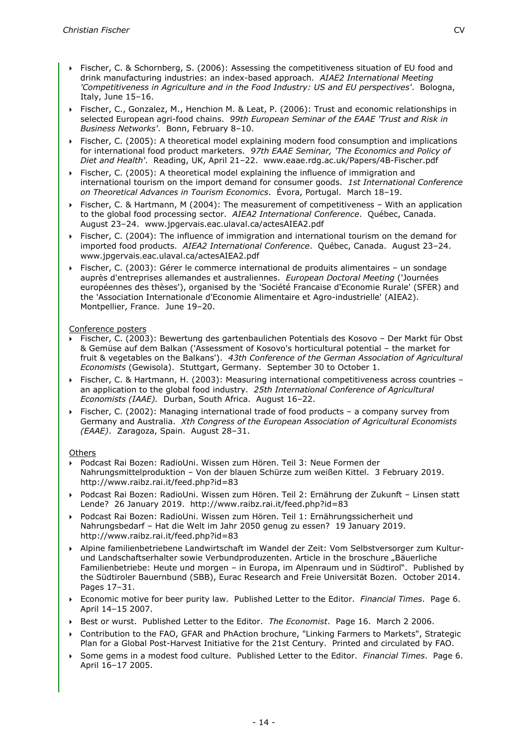- Fischer, C. & Schornberg, S. (2006): Assessing the competitiveness situation of EU food and drink manufacturing industries: an index-based approach. *AIAE2 International Meeting 'Competitiveness in Agriculture and in the Food Industry: US and EU perspectives'*. Bologna, Italy, June 15–16.
- Fischer, C., Gonzalez, M., Henchion M. & Leat, P. (2006): Trust and economic relationships in selected European agri-food chains. *99th European Seminar of the EAAE 'Trust and Risk in Business Networks'*. Bonn, February 8–10.
- Fischer, C. (2005): A theoretical model explaining modern food consumption and implications for international food product marketers. *97th EAAE Seminar, 'The Economics and Policy of Diet and Health'*. Reading, UK, April 21–22. www.eaae.rdg.ac.uk/Papers/4B-Fischer.pdf
- Fischer, C. (2005): A theoretical model explaining the influence of immigration and international tourism on the import demand for consumer goods. *1st International Conference on Theoretical Advances in Tourism Economics*. Évora, Portugal. March 18–19.
- Fischer, C. & Hartmann, M (2004): The measurement of competitiveness – With an application to the global food processing sector. *AIEA2 International Conference*. Québec, Canada. August 23–24. www.jpgervais.eac.ulaval.ca/actesAIEA2.pdf
- Fischer, C. (2004): The influence of immigration and international tourism on the demand for imported food products. *AIEA2 International Conference*. Québec, Canada. August 23–24. www.jpgervais.eac.ulaval.ca/actesAIEA2.pdf
- Fischer, C. (2003): Gérer le commerce international de produits alimentaires – un sondage auprès d'entreprises allemandes et australiennes. *European Doctoral Meeting* ('Journées européennes des thèses'), organised by the 'Société Francaise d'Economie Rurale' (SFER) and the 'Association Internationale d'Economie Alimentaire et Agro-industrielle' (AIEA2). Montpellier, France. June 19–20.

Conference posters

- Fischer, C. (2003): Bewertung des gartenbaulichen Potentials des Kosovo – Der Markt für Obst & Gemüse auf dem Balkan ('Assessment of Kosovo's horticultural potential – the market for fruit & vegetables on the Balkans'). *43th Conference of the German Association of Agricultural Economists* (Gewisola). Stuttgart, Germany. September 30 to October 1.
- Fischer, C. & Hartmann, H. (2003): Measuring international competitiveness across countries – an application to the global food industry. *25th International Conference of Agricultural Economists (IAAE).* Durban, South Africa. August 16–22.
- Fischer, C. (2002): Managing international trade of food products – a company survey from Germany and Australia. *Xth Congress of the European Association of Agricultural Economists (EAAE)*. Zaragoza, Spain. August 28–31.

Others

- Podcast Rai Bozen: RadioUni. Wissen zum Hören. Teil 3: Neue Formen der Nahrungsmittelproduktion – Von der blauen Schürze zum weißen Kittel. 3 February 2019. http://www.raibz.rai.it/feed.php?id=83
- Podcast Rai Bozen: RadioUni. Wissen zum Hören. Teil 2: Ernährung der Zukunft – Linsen statt Lende? 26 January 2019. http://www.raibz.rai.it/feed.php?id=83
- Podcast Rai Bozen: RadioUni. Wissen zum Hören. Teil 1: Ernährungssicherheit und Nahrungsbedarf – Hat die Welt im Jahr 2050 genug zu essen? 19 January 2019. http://www.raibz.rai.it/feed.php?id=83
- Alpine familienbetriebene Landwirtschaft im Wandel der Zeit: Vom Selbstversorger zum Kultur- und Landschaftserhalter sowie Verbundproduzenten. Article in the broschure „Bäuerliche Familienbetriebe: Heute und morgen – in Europa, im Alpenraum und in Südtirol". Published by the Südtiroler Bauernbund (SBB), Eurac Research and Freie Universität Bozen. October 2014. Pages 17–31.
- Economic motive for beer purity law. Published Letter to the Editor. *Financial Times*. Page 6. April 14–15 2007.
- Best or wurst. Published Letter to the Editor. *The Economist*. Page 16. March 2 2006.
- Contribution to the FAO, GFAR and PhAction brochure, "Linking Farmers to Markets", Strategic Plan for a Global Post-Harvest Initiative for the 21st Century. Printed and circulated by FAO.
- Some gems in a modest food culture. Published Letter to the Editor. *Financial Times*. Page 6. April 16–17 2005.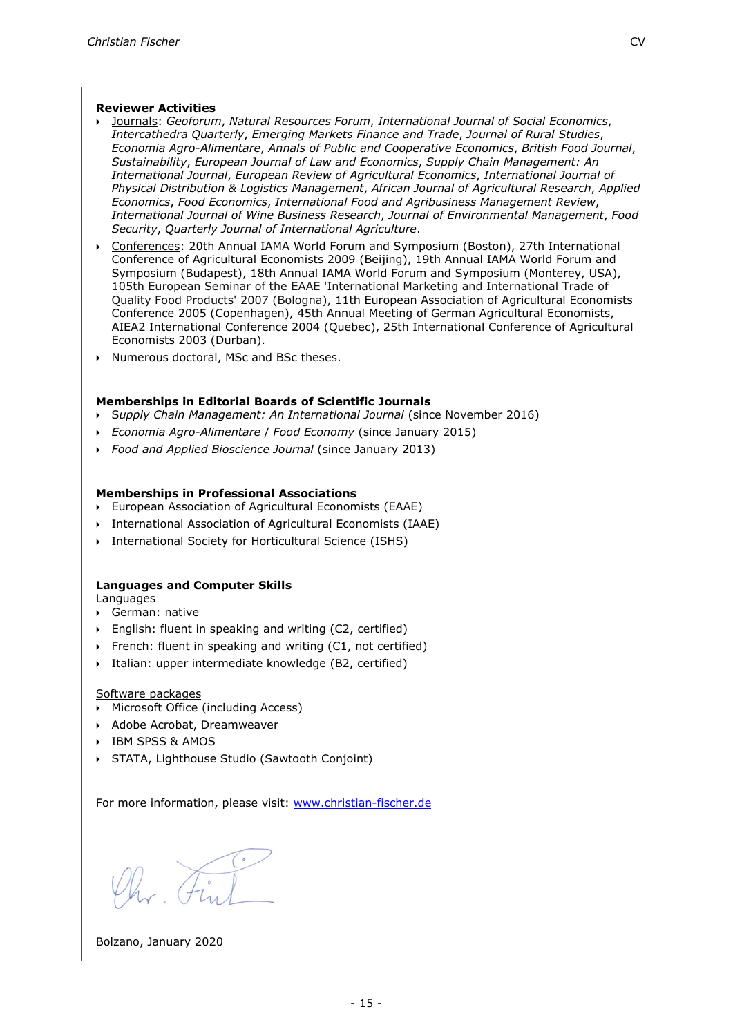### Reviewer Activities

- Journals: *Geoforum*, *Natural Resources Forum*, *International Journal of Social Economics*, *Intercathedra Quarterly*, *Emerging Markets Finance and Trade*, *Journal of Rural Studies*, *Economia Agro-Alimentare*, *Annals of Public and Cooperative Economics*, *British Food Journal*, *Sustainability*, *European Journal of Law and Economics*, *Supply Chain Management: An International Journal*, *European Review of Agricultural Economics*, *International Journal of Physical Distribution & Logistics Management*, *African Journal of Agricultural Research*, *Applied Economics*, *Food Economics*, *International Food and Agribusiness Management Review*, *International Journal of Wine Business Research*, *Journal of Environmental Management*, *Food Security*, *Quarterly Journal of International Agriculture*.
- Conferences: 20th Annual IAMA World Forum and Symposium (Boston), 27th International Conference of Agricultural Economists 2009 (Beijing), 19th Annual IAMA World Forum and Symposium (Budapest), 18th Annual IAMA World Forum and Symposium (Monterey, USA), 105th European Seminar of the EAAE 'International Marketing and International Trade of Quality Food Products' 2007 (Bologna), 11th European Association of Agricultural Economists Conference 2005 (Copenhagen), 45th Annual Meeting of German Agricultural Economists, AIEA2 International Conference 2004 (Quebec), 25th International Conference of Agricultural Economists 2003 (Durban).
- Numerous doctoral, MSc and BSc theses.

### Memberships in Editorial Boards of Scientific Journals

- *Supply Chain Management: An International Journal* (since November 2016)
- *Economia Agro-Alimentare / Food Economy* (since January 2015)
- *Food and Applied Bioscience Journal* (since January 2013)

### Memberships in Professional Associations

- European Association of Agricultural Economists (EAAE)
- International Association of Agricultural Economists (IAAE)
- International Society for Horticultural Science (ISHS)

### Languages and Computer Skills

Languages

- German: native
- English: fluent in speaking and writing (C2, certified)
- French: fluent in speaking and writing (C1, not certified)
- Italian: upper intermediate knowledge (B2, certified)

Software packages

- Microsoft Office (including Access)
- Adobe Acrobat, Dreamweaver
- IBM SPSS & AMOS
- STATA, Lighthouse Studio (Sawtooth Conjoint)

For more information, please visit: www.christian-fischer.de

Bolzano, January 2020